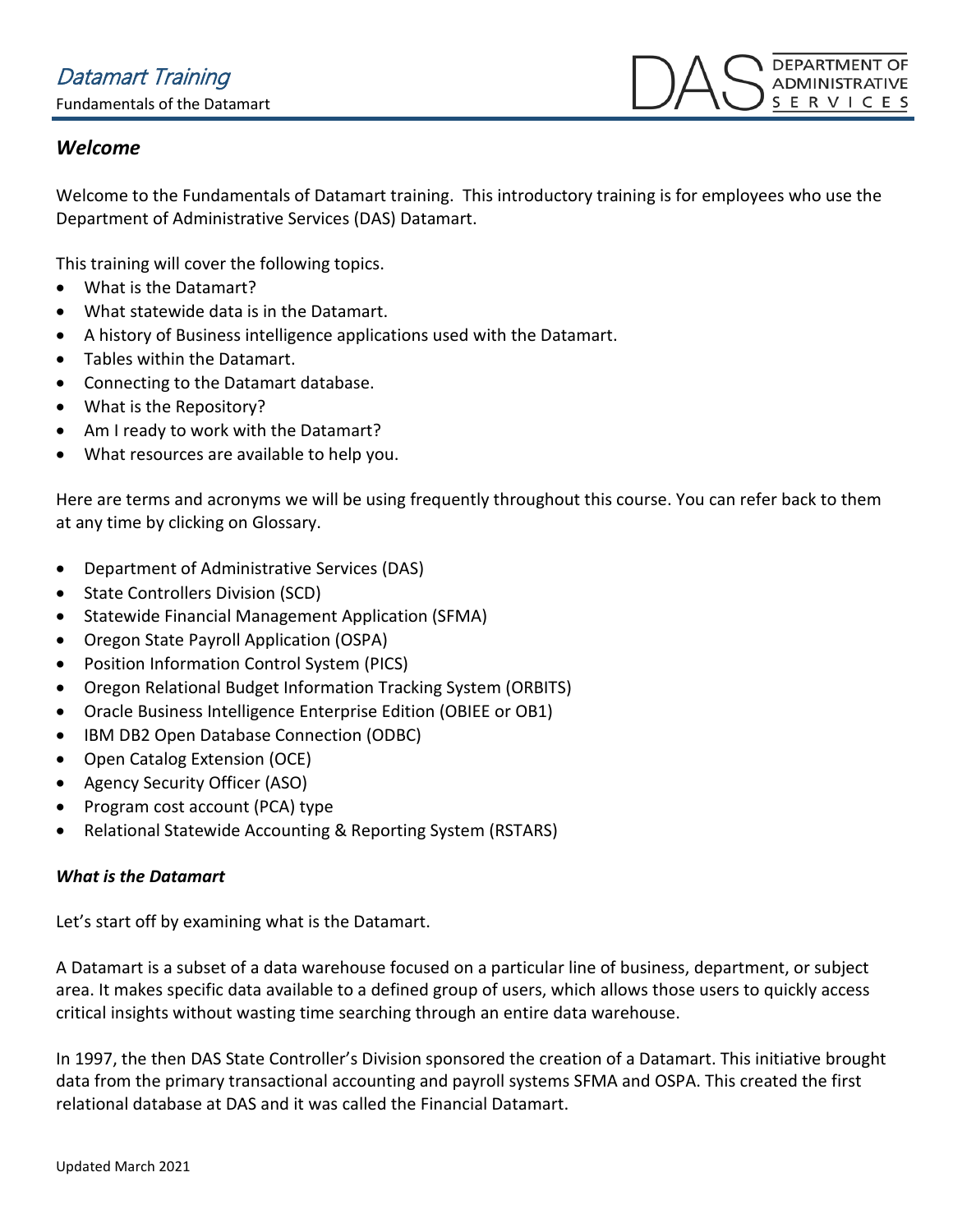## *Welcome*

Welcome to the Fundamentals of Datamart training. This introductory training is for employees who use the Department of Administrative Services (DAS) Datamart.

This training will cover the following topics.

- What is the Datamart?
- What statewide data is in the Datamart.
- A history of Business intelligence applications used with the Datamart.
- Tables within the Datamart.
- Connecting to the Datamart database.
- What is the Repository?
- Am I ready to work with the Datamart?
- What resources are available to help you.

Here are terms and acronyms we will be using frequently throughout this course. You can refer back to them at any time by clicking on Glossary.

- Department of Administrative Services (DAS)
- State Controllers Division (SCD)
- Statewide Financial Management Application (SFMA)
- Oregon State Payroll Application (OSPA)
- Position Information Control System (PICS)
- Oregon Relational Budget Information Tracking System (ORBITS)
- Oracle Business Intelligence Enterprise Edition (OBIEE or OB1)
- IBM DB2 Open Database Connection (ODBC)
- Open Catalog Extension (OCE)
- Agency Security Officer (ASO)
- Program cost account (PCA) type
- Relational Statewide Accounting & Reporting System (RSTARS)

### *What is the Datamart*

Let's start off by examining what is the Datamart.

A Datamart is a subset of a data warehouse focused on a particular line of business, department, or subject area. It makes specific data available to a defined group of users, which allows those users to quickly access critical insights without wasting time searching through an entire data warehouse.

In 1997, the then DAS State Controller's Division sponsored the creation of a Datamart. This initiative brought data from the primary transactional accounting and payroll systems SFMA and OSPA. This created the first relational database at DAS and it was called the Financial Datamart.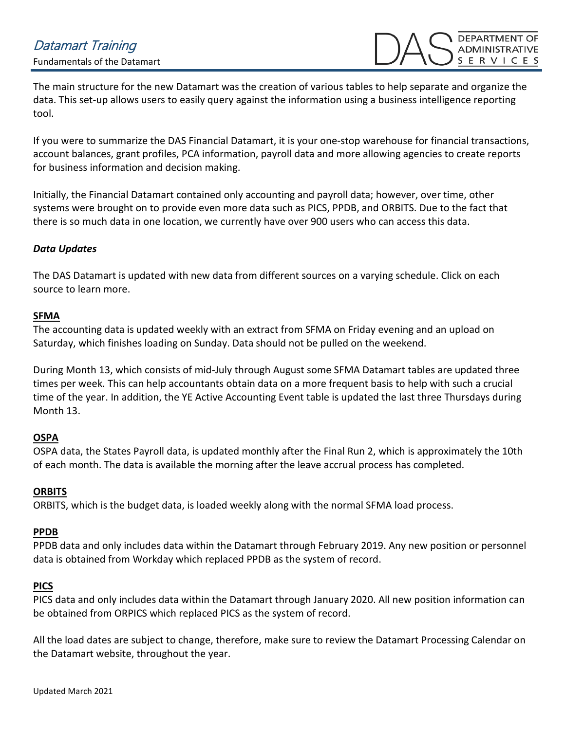The main structure for the new Datamart was the creation of various tables to help separate and organize the data. This set-up allows users to easily query against the information using a business intelligence reporting tool.

If you were to summarize the DAS Financial Datamart, it is your one-stop warehouse for financial transactions, account balances, grant profiles, PCA information, payroll data and more allowing agencies to create reports for business information and decision making.

Initially, the Financial Datamart contained only accounting and payroll data; however, over time, other systems were brought on to provide even more data such as PICS, PPDB, and ORBITS. Due to the fact that there is so much data in one location, we currently have over 900 users who can access this data.

***Data Updates***

The DAS Datamart is updated with new data from different sources on a varying schedule. Click on each source to learn more.

**SFMA**

The accounting data is updated weekly with an extract from SFMA on Friday evening and an upload on Saturday, which finishes loading on Sunday. Data should not be pulled on the weekend.

During Month 13, which consists of mid-July through August some SFMA Datamart tables are updated three times per week. This can help accountants obtain data on a more frequent basis to help with such a crucial time of the year. In addition, the YE Active Accounting Event table is updated the last three Thursdays during Month 13.

**OSPA**

OSPA data, the States Payroll data, is updated monthly after the Final Run 2, which is approximately the 10th of each month. The data is available the morning after the leave accrual process has completed.

**ORBITS**

ORBITS, which is the budget data, is loaded weekly along with the normal SFMA load process.

**PPDB**

PPDB data and only includes data within the Datamart through February 2019. Any new position or personnel data is obtained from Workday which replaced PPDB as the system of record.

**PICS**

PICS data and only includes data within the Datamart through January 2020. All new position information can be obtained from ORPICS which replaced PICS as the system of record.

All the load dates are subject to change, therefore, make sure to review the Datamart Processing Calendar on the Datamart website, throughout the year.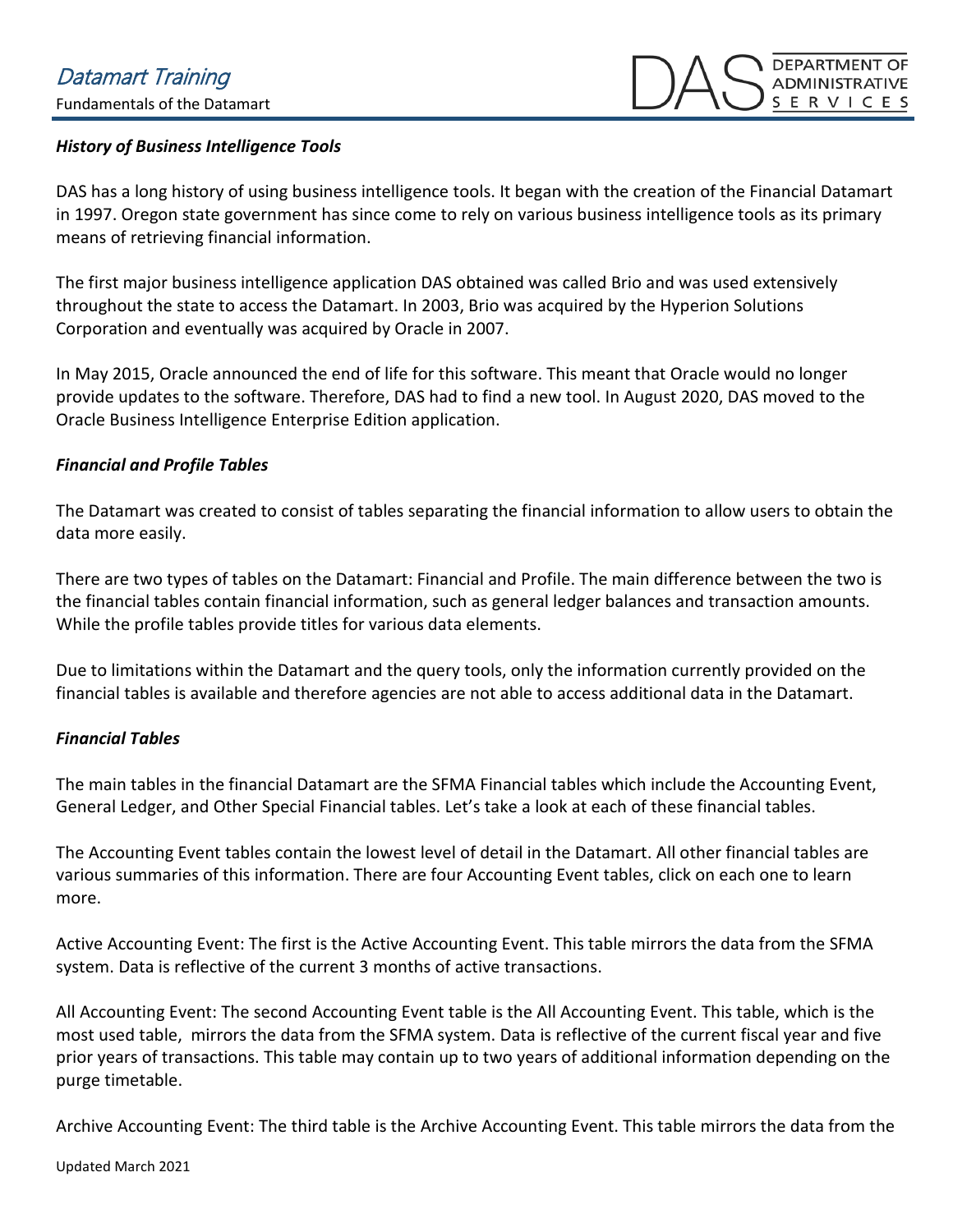### *History of Business Intelligence Tools*

DAS has a long history of using business intelligence tools. It began with the creation of the Financial Datamart in 1997. Oregon state government has since come to rely on various business intelligence tools as its primary means of retrieving financial information.

The first major business intelligence application DAS obtained was called Brio and was used extensively throughout the state to access the Datamart. In 2003, Brio was acquired by the Hyperion Solutions Corporation and eventually was acquired by Oracle in 2007.

In May 2015, Oracle announced the end of life for this software. This meant that Oracle would no longer provide updates to the software. Therefore, DAS had to find a new tool. In August 2020, DAS moved to the Oracle Business Intelligence Enterprise Edition application.

### *Financial and Profile Tables*

The Datamart was created to consist of tables separating the financial information to allow users to obtain the data more easily.

There are two types of tables on the Datamart: Financial and Profile. The main difference between the two is the financial tables contain financial information, such as general ledger balances and transaction amounts. While the profile tables provide titles for various data elements.

Due to limitations within the Datamart and the query tools, only the information currently provided on the financial tables is available and therefore agencies are not able to access additional data in the Datamart.

### *Financial Tables*

The main tables in the financial Datamart are the SFMA Financial tables which include the Accounting Event, General Ledger, and Other Special Financial tables. Let's take a look at each of these financial tables.

The Accounting Event tables contain the lowest level of detail in the Datamart. All other financial tables are various summaries of this information. There are four Accounting Event tables, click on each one to learn more.

Active Accounting Event: The first is the Active Accounting Event. This table mirrors the data from the SFMA system. Data is reflective of the current 3 months of active transactions.

All Accounting Event: The second Accounting Event table is the All Accounting Event. This table, which is the most used table, mirrors the data from the SFMA system. Data is reflective of the current fiscal year and five prior years of transactions. This table may contain up to two years of additional information depending on the purge timetable.

Archive Accounting Event: The third table is the Archive Accounting Event. This table mirrors the data from the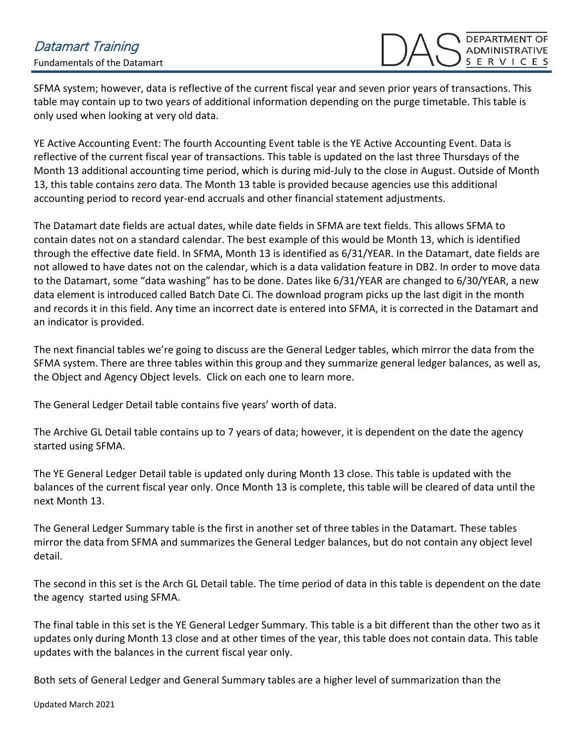SFMA system; however, data is reflective of the current fiscal year and seven prior years of transactions. This table may contain up to two years of additional information depending on the purge timetable. This table is only used when looking at very old data.

YE Active Accounting Event: The fourth Accounting Event table is the YE Active Accounting Event. Data is reflective of the current fiscal year of transactions. This table is updated on the last three Thursdays of the Month 13 additional accounting time period, which is during mid-July to the close in August. Outside of Month 13, this table contains zero data. The Month 13 table is provided because agencies use this additional accounting period to record year-end accruals and other financial statement adjustments.

The Datamart date fields are actual dates, while date fields in SFMA are text fields. This allows SFMA to contain dates not on a standard calendar. The best example of this would be Month 13, which is identified through the effective date field. In SFMA, Month 13 is identified as 6/31/YEAR. In the Datamart, date fields are not allowed to have dates not on the calendar, which is a data validation feature in DB2. In order to move data to the Datamart, some "data washing" has to be done. Dates like 6/31/YEAR are changed to 6/30/YEAR, a new data element is introduced called Batch Date Ci. The download program picks up the last digit in the month and records it in this field. Any time an incorrect date is entered into SFMA, it is corrected in the Datamart and an indicator is provided.

The next financial tables we're going to discuss are the General Ledger tables, which mirror the data from the SFMA system. There are three tables within this group and they summarize general ledger balances, as well as, the Object and Agency Object levels. Click on each one to learn more.

The General Ledger Detail table contains five years' worth of data.

The Archive GL Detail table contains up to 7 years of data; however, it is dependent on the date the agency started using SFMA.

The YE General Ledger Detail table is updated only during Month 13 close. This table is updated with the balances of the current fiscal year only. Once Month 13 is complete, this table will be cleared of data until the next Month 13.

The General Ledger Summary table is the first in another set of three tables in the Datamart. These tables mirror the data from SFMA and summarizes the General Ledger balances, but do not contain any object level detail.

The second in this set is the Arch GL Detail table. The time period of data in this table is dependent on the date the agency started using SFMA.

The final table in this set is the YE General Ledger Summary. This table is a bit different than the other two as it updates only during Month 13 close and at other times of the year, this table does not contain data. This table updates with the balances in the current fiscal year only.

Both sets of General Ledger and General Summary tables are a higher level of summarization than the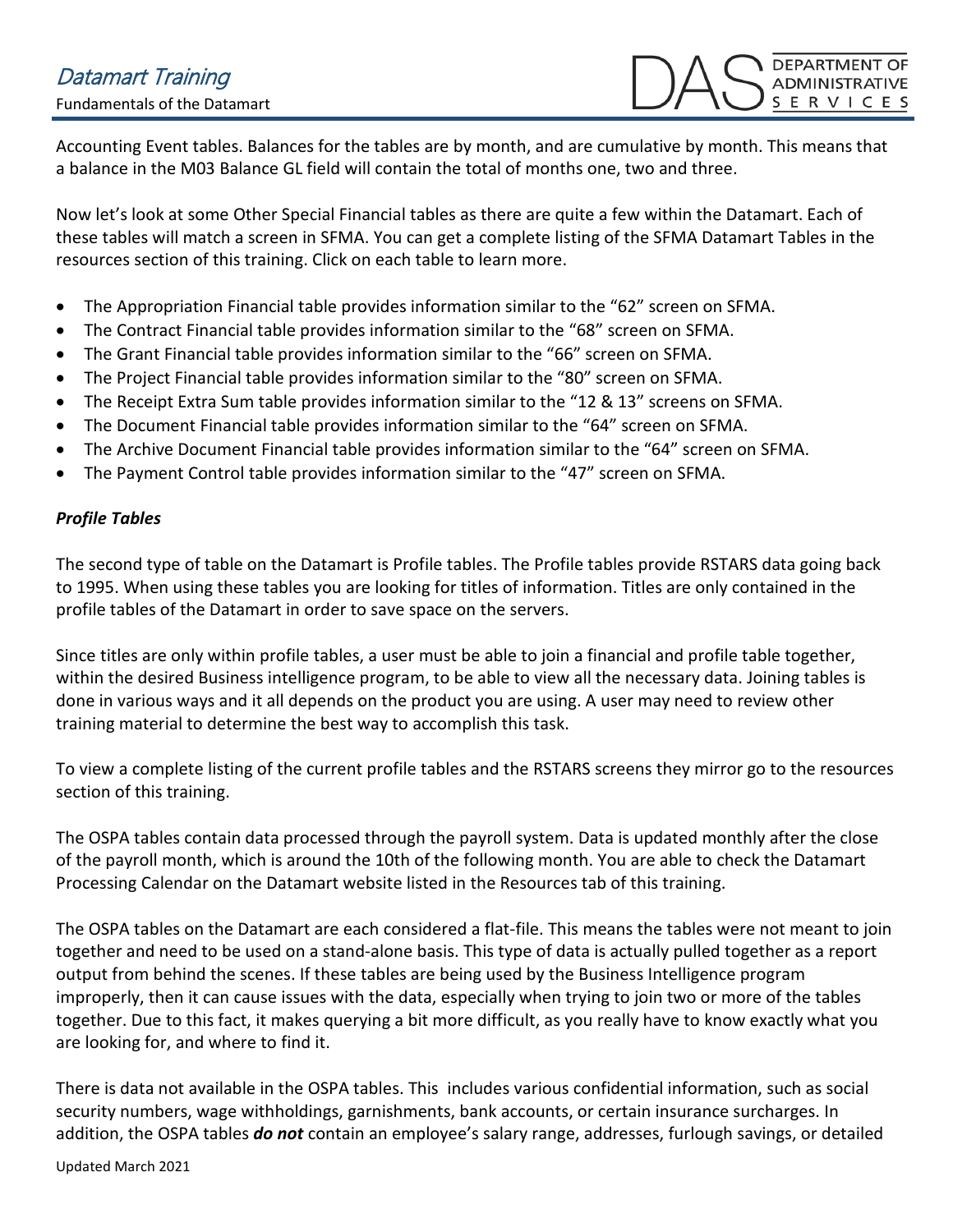Accounting Event tables. Balances for the tables are by month, and are cumulative by month. This means that a balance in the M03 Balance GL field will contain the total of months one, two and three.

Now let's look at some Other Special Financial tables as there are quite a few within the Datamart. Each of these tables will match a screen in SFMA. You can get a complete listing of the SFMA Datamart Tables in the resources section of this training. Click on each table to learn more.

- The Appropriation Financial table provides information similar to the "62" screen on SFMA.
- The Contract Financial table provides information similar to the "68" screen on SFMA.
- The Grant Financial table provides information similar to the "66" screen on SFMA.
- The Project Financial table provides information similar to the "80" screen on SFMA.
- The Receipt Extra Sum table provides information similar to the "12 & 13" screens on SFMA.
- The Document Financial table provides information similar to the "64" screen on SFMA.
- The Archive Document Financial table provides information similar to the "64" screen on SFMA.
- The Payment Control table provides information similar to the "47" screen on SFMA.

***Profile Tables***

The second type of table on the Datamart is Profile tables. The Profile tables provide RSTARS data going back to 1995. When using these tables you are looking for titles of information. Titles are only contained in the profile tables of the Datamart in order to save space on the servers.

Since titles are only within profile tables, a user must be able to join a financial and profile table together, within the desired Business intelligence program, to be able to view all the necessary data. Joining tables is done in various ways and it all depends on the product you are using. A user may need to review other training material to determine the best way to accomplish this task.

To view a complete listing of the current profile tables and the RSTARS screens they mirror go to the resources section of this training.

The OSPA tables contain data processed through the payroll system. Data is updated monthly after the close of the payroll month, which is around the 10th of the following month. You are able to check the Datamart Processing Calendar on the Datamart website listed in the Resources tab of this training.

The OSPA tables on the Datamart are each considered a flat-file. This means the tables were not meant to join together and need to be used on a stand-alone basis. This type of data is actually pulled together as a report output from behind the scenes. If these tables are being used by the Business Intelligence program improperly, then it can cause issues with the data, especially when trying to join two or more of the tables together. Due to this fact, it makes querying a bit more difficult, as you really have to know exactly what you are looking for, and where to find it.

There is data not available in the OSPA tables. This includes various confidential information, such as social security numbers, wage withholdings, garnishments, bank accounts, or certain insurance surcharges. In addition, the OSPA tables ***do not*** contain an employee's salary range, addresses, furlough savings, or detailed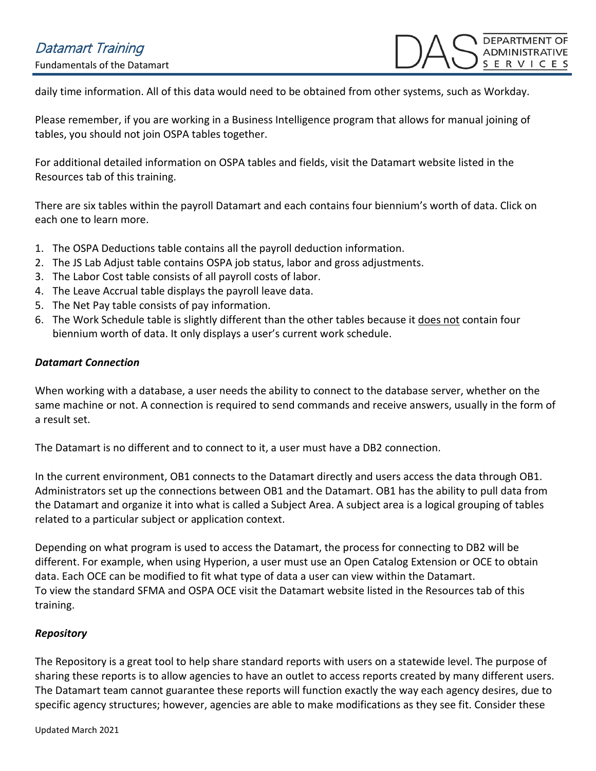daily time information. All of this data would need to be obtained from other systems, such as Workday.

Please remember, if you are working in a Business Intelligence program that allows for manual joining of tables, you should not join OSPA tables together.

For additional detailed information on OSPA tables and fields, visit the Datamart website listed in the Resources tab of this training.

There are six tables within the payroll Datamart and each contains four biennium's worth of data. Click on each one to learn more.

1. The OSPA Deductions table contains all the payroll deduction information.
2. The JS Lab Adjust table contains OSPA job status, labor and gross adjustments.
3. The Labor Cost table consists of all payroll costs of labor.
4. The Leave Accrual table displays the payroll leave data.
5. The Net Pay table consists of pay information.
6. The Work Schedule table is slightly different than the other tables because it <u>does not</u> contain four biennium worth of data. It only displays a user's current work schedule.

### *Datamart Connection*

When working with a database, a user needs the ability to connect to the database server, whether on the same machine or not. A connection is required to send commands and receive answers, usually in the form of a result set.

The Datamart is no different and to connect to it, a user must have a DB2 connection.

In the current environment, OB1 connects to the Datamart directly and users access the data through OB1. Administrators set up the connections between OB1 and the Datamart. OB1 has the ability to pull data from the Datamart and organize it into what is called a Subject Area. A subject area is a logical grouping of tables related to a particular subject or application context.

Depending on what program is used to access the Datamart, the process for connecting to DB2 will be different. For example, when using Hyperion, a user must use an Open Catalog Extension or OCE to obtain data. Each OCE can be modified to fit what type of data a user can view within the Datamart.
To view the standard SFMA and OSPA OCE visit the Datamart website listed in the Resources tab of this training.

### *Repository*

The Repository is a great tool to help share standard reports with users on a statewide level. The purpose of sharing these reports is to allow agencies to have an outlet to access reports created by many different users. The Datamart team cannot guarantee these reports will function exactly the way each agency desires, due to specific agency structures; however, agencies are able to make modifications as they see fit. Consider these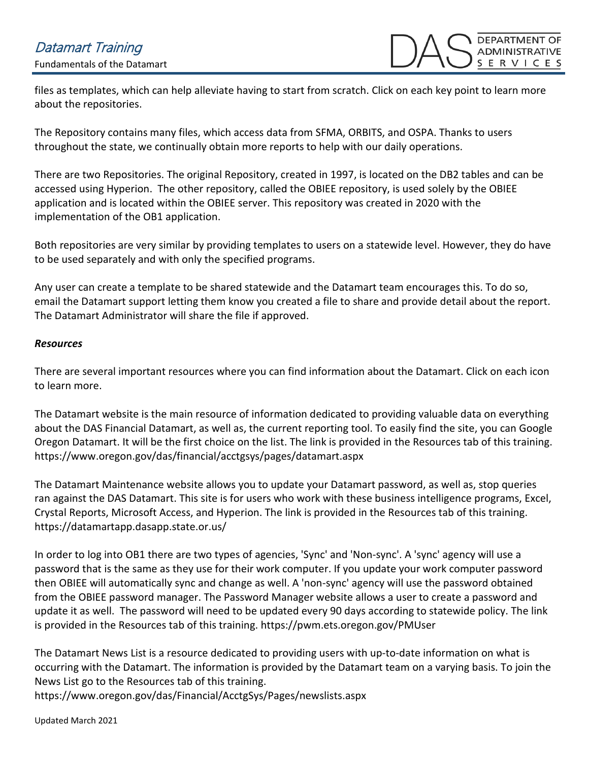files as templates, which can help alleviate having to start from scratch. Click on each key point to learn more about the repositories.

The Repository contains many files, which access data from SFMA, ORBITS, and OSPA. Thanks to users throughout the state, we continually obtain more reports to help with our daily operations.

There are two Repositories. The original Repository, created in 1997, is located on the DB2 tables and can be accessed using Hyperion. The other repository, called the OBIEE repository, is used solely by the OBIEE application and is located within the OBIEE server. This repository was created in 2020 with the implementation of the OB1 application.

Both repositories are very similar by providing templates to users on a statewide level. However, they do have to be used separately and with only the specified programs.

Any user can create a template to be shared statewide and the Datamart team encourages this. To do so, email the Datamart support letting them know you created a file to share and provide detail about the report. The Datamart Administrator will share the file if approved.

***Resources***

There are several important resources where you can find information about the Datamart. Click on each icon to learn more.

The Datamart website is the main resource of information dedicated to providing valuable data on everything about the DAS Financial Datamart, as well as, the current reporting tool. To easily find the site, you can Google Oregon Datamart. It will be the first choice on the list. The link is provided in the Resources tab of this training. https://www.oregon.gov/das/financial/acctgsys/pages/datamart.aspx

The Datamart Maintenance website allows you to update your Datamart password, as well as, stop queries ran against the DAS Datamart. This site is for users who work with these business intelligence programs, Excel, Crystal Reports, Microsoft Access, and Hyperion. The link is provided in the Resources tab of this training. https://datamartapp.dasapp.state.or.us/

In order to log into OB1 there are two types of agencies, 'Sync' and 'Non-sync'. A 'sync' agency will use a password that is the same as they use for their work computer. If you update your work computer password then OBIEE will automatically sync and change as well. A 'non-sync' agency will use the password obtained from the OBIEE password manager. The Password Manager website allows a user to create a password and update it as well. The password will need to be updated every 90 days according to statewide policy. The link is provided in the Resources tab of this training. https://pwm.ets.oregon.gov/PMUser

The Datamart News List is a resource dedicated to providing users with up-to-date information on what is occurring with the Datamart. The information is provided by the Datamart team on a varying basis. To join the News List go to the Resources tab of this training.
https://www.oregon.gov/das/Financial/AcctgSys/Pages/newslists.aspx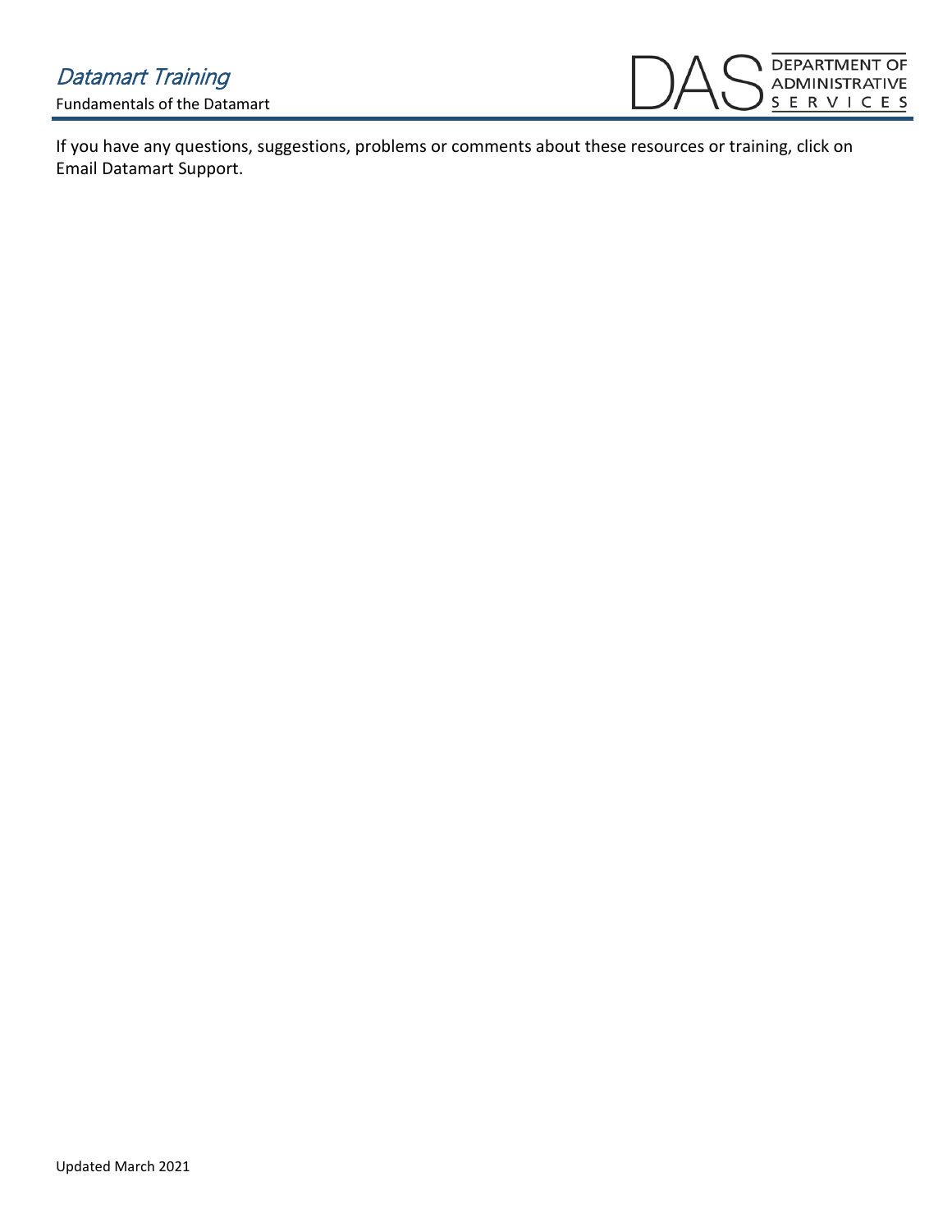If you have any questions, suggestions, problems or comments about these resources or training, click on Email Datamart Support.

Updated March 2021